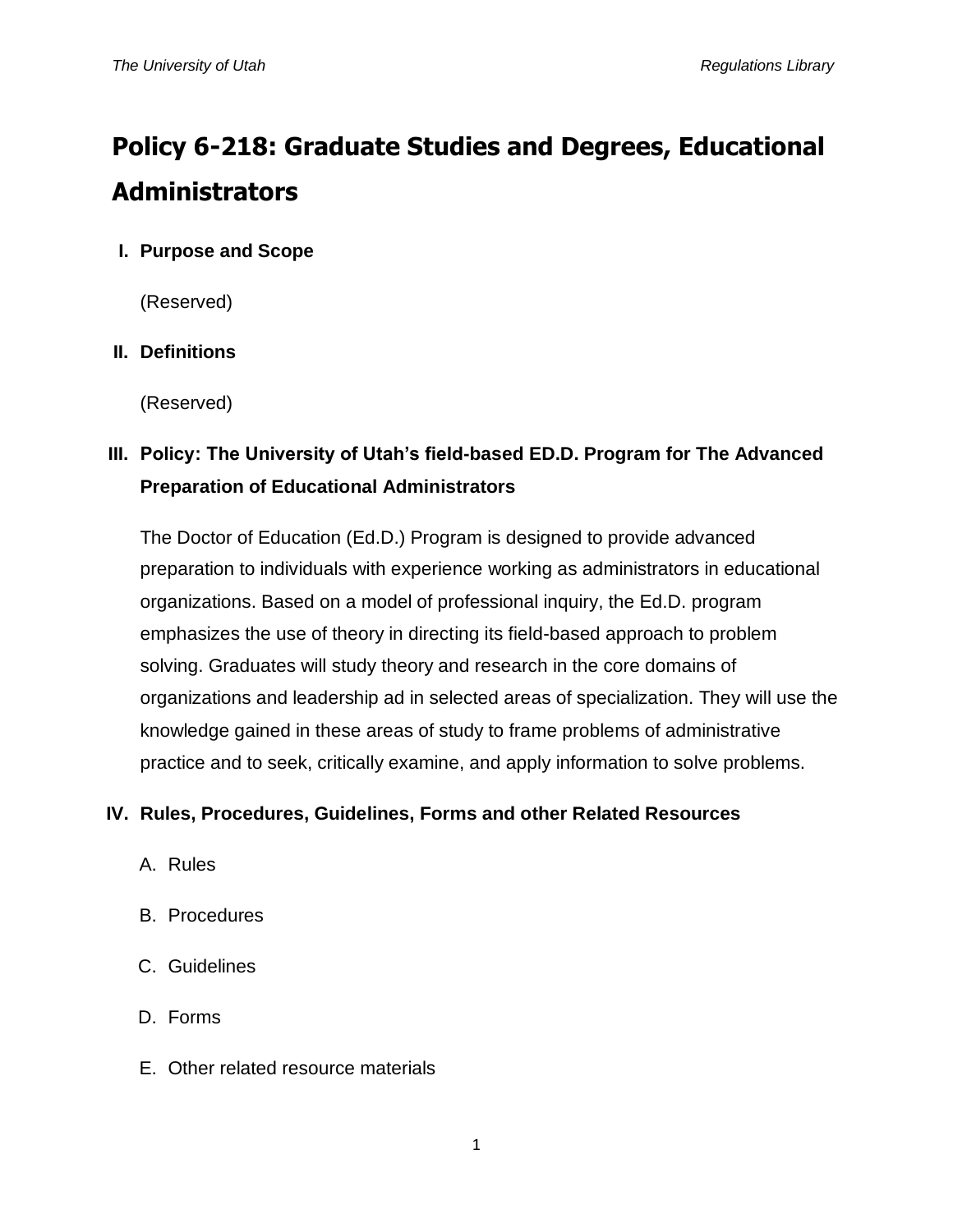# Policy 6-218: Graduate Studies and Degrees, Educational Administrators

## I. Purpose and Scope

(Reserved)

## II. Definitions

(Reserved)

## III. Policy: The University of Utah's field-based ED.D. Program for The Advanced Preparation of Educational Administrators

The Doctor of Education (Ed.D.) Program is designed to provide advanced preparation to individuals with experience working as administrators in educational organizations. Based on a model of professional inquiry, the Ed.D. program emphasizes the use of theory in directing its field-based approach to problem solving. Graduates will study theory and research in the core domains of organizations and leadership ad in selected areas of specialization. They will use the knowledge gained in these areas of study to frame problems of administrative practice and to seek, critically examine, and apply information to solve problems.

## IV. Rules, Procedures, Guidelines, Forms and other Related Resources

A. Rules

B. Procedures

C. Guidelines

D. Forms

E. Other related resource materials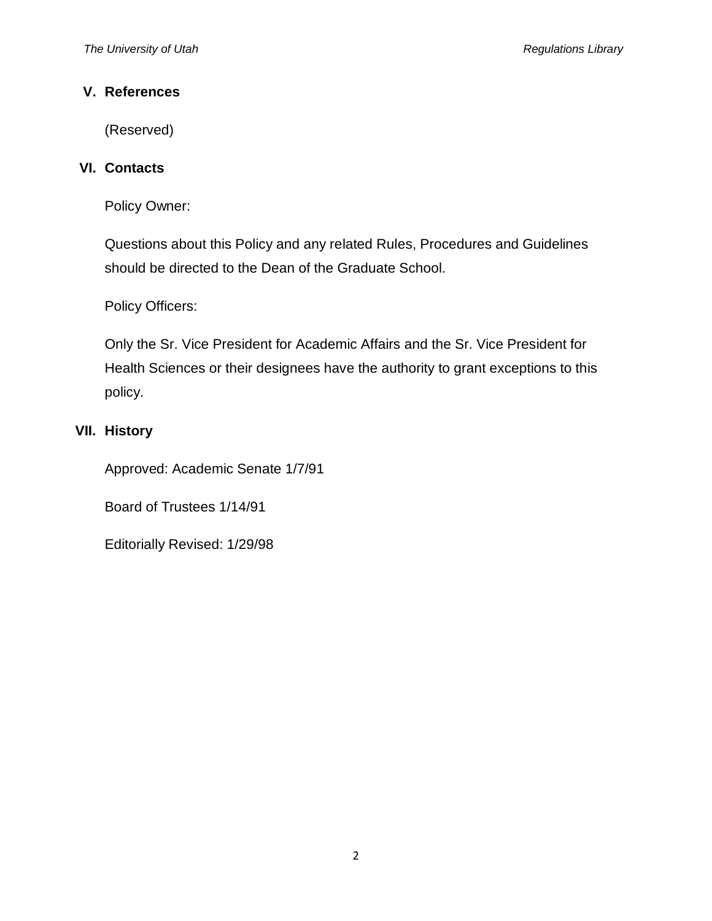## V. References

(Reserved)

## VI. Contacts

Policy Owner:

Questions about this Policy and any related Rules, Procedures and Guidelines should be directed to the Dean of the Graduate School.

Policy Officers:

Only the Sr. Vice President for Academic Affairs and the Sr. Vice President for Health Sciences or their designees have the authority to grant exceptions to this policy.

## VII. History

Approved: Academic Senate 1/7/91

Board of Trustees 1/14/91

Editorially Revised: 1/29/98